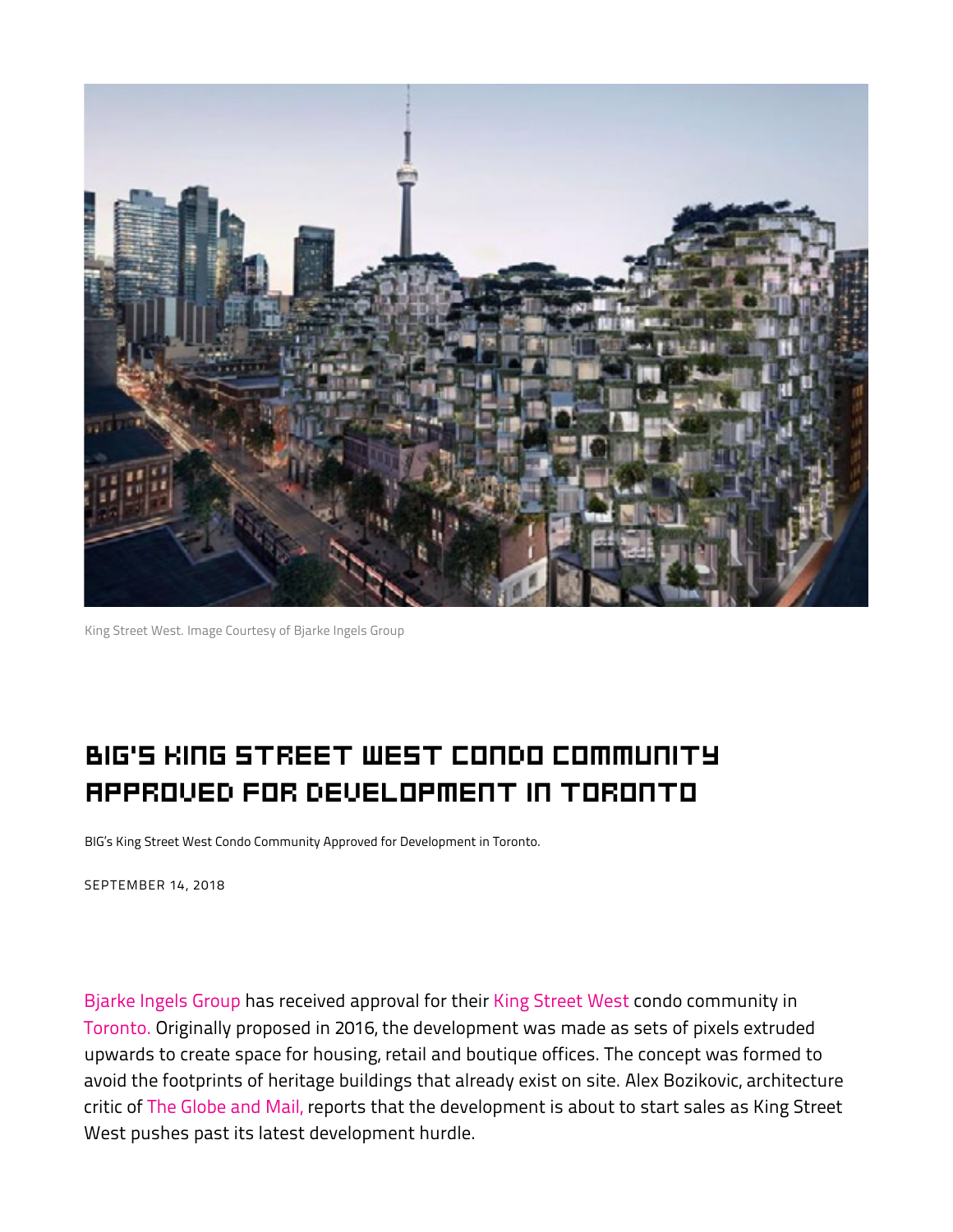King Street West. Image Courtesy of Bjarke Ingels Group

# BIG'S KING STREET WEST CONDO COMMUNITY APPROVED FOR DEVELOPMENT IN TORONTO

BIG's King Street West Condo Community Approved for Development in Toronto.

SEPTEMBER 14, 2018

Bjarke Ingels Group has received approval for their King Street West condo community in Toronto. Originally proposed in 2016, the development was made as sets of pixels extruded upwards to create space for housing, retail and boutique offices. The concept was formed to avoid the footprints of heritage buildings that already exist on site. Alex Bozikovic, architecture critic of The Globe and Mail, reports that the development is about to start sales as King Street West pushes past its latest development hurdle.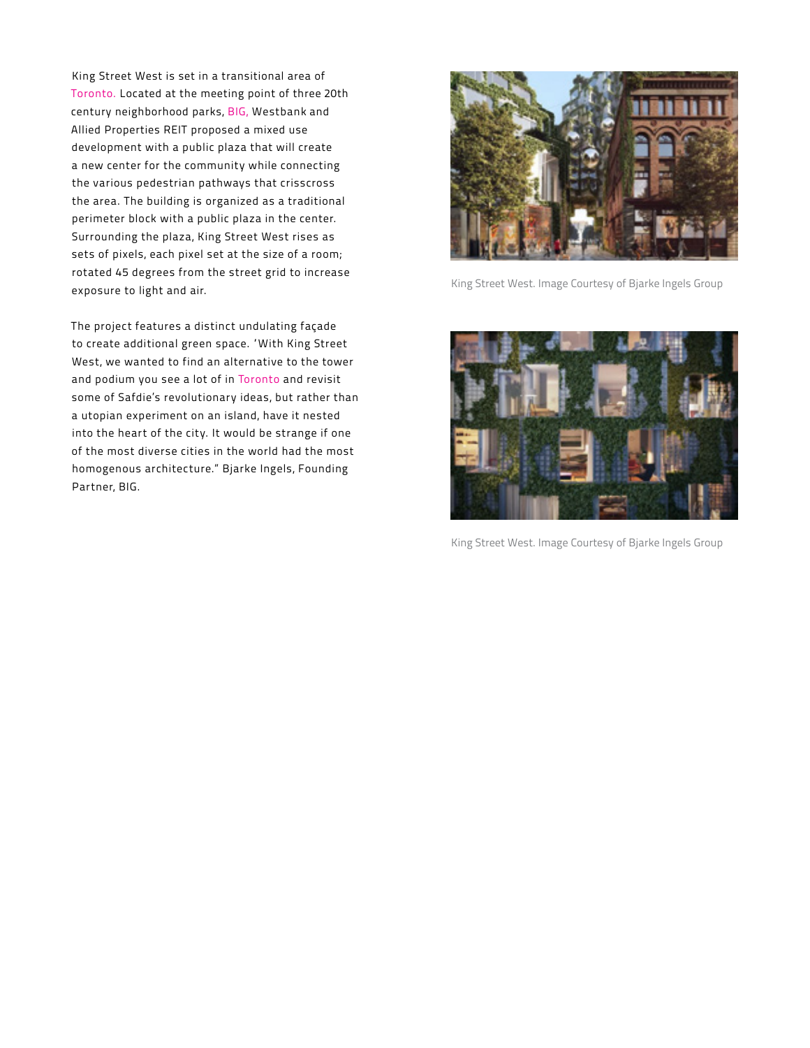King Street West is set in a transitional area of Toronto. Located at the meeting point of three 20th century neighborhood parks, BIG, Westbank and Allied Properties REIT proposed a mixed use development with a public plaza that will create a new center for the community while connecting the various pedestrian pathways that crisscross the area. The building is organized as a traditional perimeter block with a public plaza in the center. Surrounding the plaza, King Street West rises as sets of pixels, each pixel set at the size of a room; rotated 45 degrees from the street grid to increase exposure to light and air.

The project features a distinct undulating façade to create additional green space. 'With King Street West, we wanted to find an alternative to the tower and podium you see a lot of in Toronto and revisit some of Safdie's revolutionary ideas, but rather than a utopian experiment on an island, have it nested into the heart of the city. It would be strange if one of the most diverse cities in the world had the most homogenous architecture." Bjarke Ingels, Founding Partner, BIG.

King Street West. Image Courtesy of Bjarke Ingels Group

King Street West. Image Courtesy of Bjarke Ingels Group